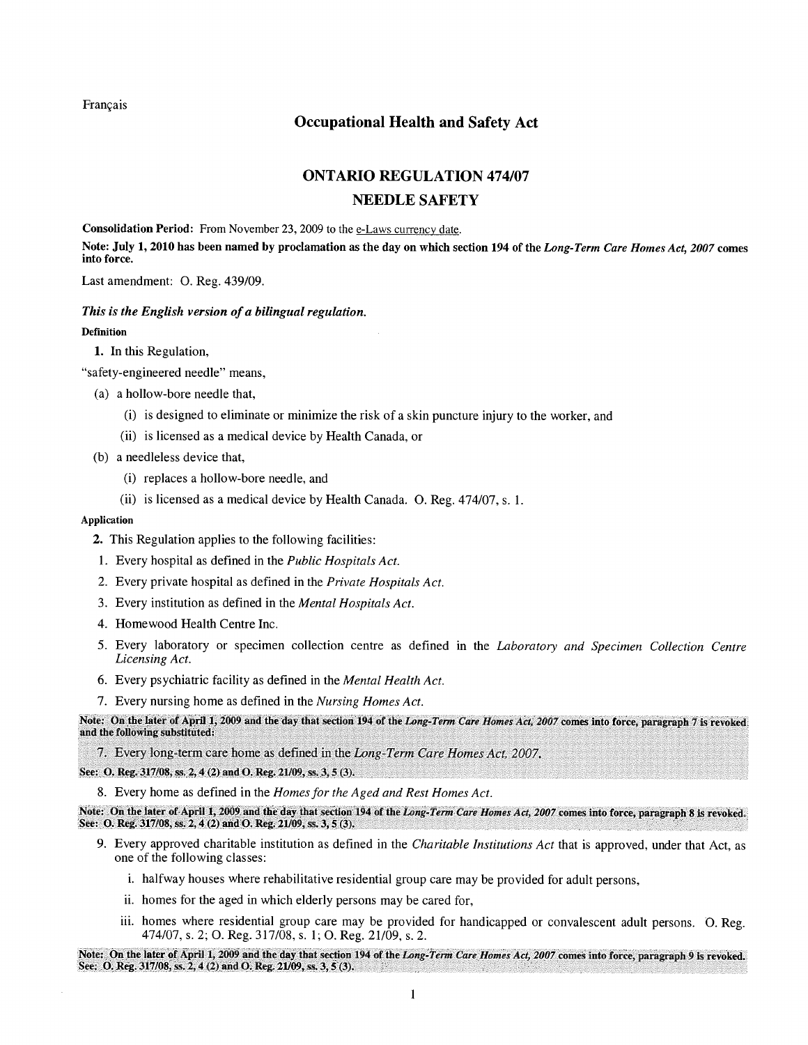Français

# Occupational Health and Safety Act

## ONTARIO REGULATION 474/07

## NEEDLE SAFETY

**Consolidation Period:** From November 23, 2009 to the e-Laws currency date.

**Note: July 1, 2010 has been named by proclamation as the day on which section 194 of the *Long-Term Care Homes Act, 2007* comes into force.**

Last amendment: O. Reg. 439/09.

***This is the English version of a bilingual regulation.***

**Definition**

**1.** In this Regulation,

"safety-engineered needle" means,

(a) a hollow-bore needle that,

(i) is designed to eliminate or minimize the risk of a skin puncture injury to the worker, and

(ii) is licensed as a medical device by Health Canada, or

(b) a needleless device that,

(i) replaces a hollow-bore needle, and

(ii) is licensed as a medical device by Health Canada. O. Reg. 474/07, s. 1.

**Application**

**2.** This Regulation applies to the following facilities:

1. Every hospital as defined in the *Public Hospitals Act*.
2. Every private hospital as defined in the *Private Hospitals Act*.
3. Every institution as defined in the *Mental Hospitals Act*.
4. Homewood Health Centre Inc.
5. Every laboratory or specimen collection centre as defined in the *Laboratory and Specimen Collection Centre Licensing Act*.
6. Every psychiatric facility as defined in the *Mental Health Act*.
7. Every nursing home as defined in the *Nursing Homes Act*.

**Note: On the later of April 1, 2009 and the day that section 194 of the *Long-Term Care Homes Act, 2007* comes into force, paragraph 7 is revoked and the following substituted:**

7. Every long-term care home as defined in the *Long-Term Care Homes Act, 2007*.

**See: O. Reg. 317/08, ss. 2, 4 (2) and O. Reg. 21/09, ss. 3, 5 (3).**

8. Every home as defined in the *Homes for the Aged and Rest Homes Act*.

**Note: On the later of April 1, 2009 and the day that section 194 of the *Long-Term Care Homes Act, 2007* comes into force, paragraph 8 is revoked. See: O. Reg. 317/08, ss. 2, 4 (2) and O. Reg. 21/09, ss. 3, 5 (3).**

9. Every approved charitable institution as defined in the *Charitable Institutions Act* that is approved, under that Act, as one of the following classes:

   i. halfway houses where rehabilitative residential group care may be provided for adult persons,

   ii. homes for the aged in which elderly persons may be cared for,

   iii. homes where residential group care may be provided for handicapped or convalescent adult persons. O. Reg. 474/07, s. 2; O. Reg. 317/08, s. 1; O. Reg. 21/09, s. 2.

**Note: On the later of April 1, 2009 and the day that section 194 of the *Long-Term Care Homes Act, 2007* comes into force, paragraph 9 is revoked. See: O. Reg. 317/08, ss. 2, 4 (2) and O. Reg. 21/09, ss. 3, 5 (3).**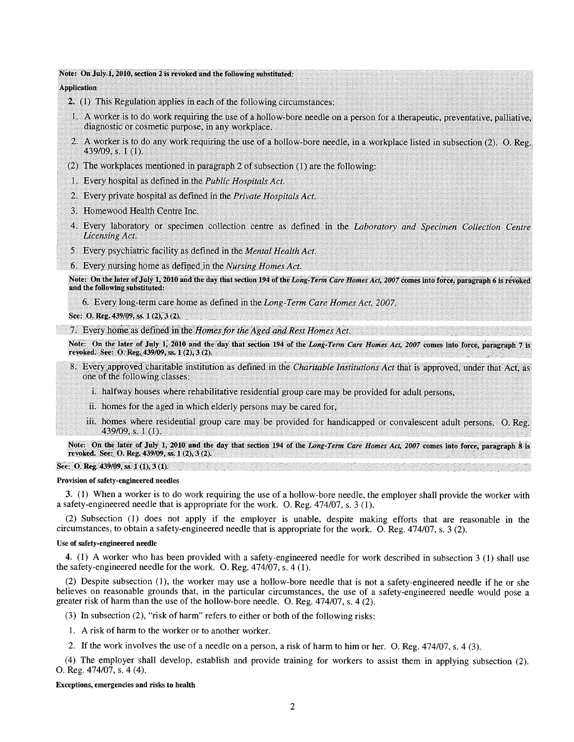**Note: On July 1, 2010, section 2 is revoked and the following substituted:**

**Application**

**2.** (1) This Regulation applies in each of the following circumstances:

1. A worker is to do work requiring the use of a hollow-bore needle on a person for a therapeutic, preventative, palliative, diagnostic or cosmetic purpose, in any workplace.
2. A worker is to do any work requiring the use of a hollow-bore needle, in a workplace listed in subsection (2). O. Reg. 439/09, s. 1 (1).

(2) The workplaces mentioned in paragraph 2 of subsection (1) are the following:

1. Every hospital as defined in the *Public Hospitals Act*.
2. Every private hospital as defined in the *Private Hospitals Act*.
3. Homewood Health Centre Inc.
4. Every laboratory or specimen collection centre as defined in the *Laboratory and Specimen Collection Centre Licensing Act*.
5. Every psychiatric facility as defined in the *Mental Health Act*.
6. Every nursing home as defined in the *Nursing Homes Act*.

**Note: On the later of July 1, 2010 and the day that section 194 of the *Long-Term Care Homes Act, 2007* comes into force, paragraph 6 is revoked and the following substituted:**

6. Every long-term care home as defined in the *Long-Term Care Homes Act, 2007*.

**See: O. Reg. 439/09, ss. 1 (2), 3 (2).**

7. Every home as defined in the *Homes for the Aged and Rest Homes Act*.

**Note: On the later of July 1, 2010 and the day that section 194 of the *Long-Term Care Homes Act, 2007* comes into force, paragraph 7 is revoked. See: O. Reg. 439/09, ss. 1 (2), 3 (2).**

8. Every approved charitable institution as defined in the *Charitable Institutions Act* that is approved, under that Act, as one of the following classes:
   i. halfway houses where rehabilitative residential group care may be provided for adult persons,
   ii. homes for the aged in which elderly persons may be cared for,
   iii. homes where residential group care may be provided for handicapped or convalescent adult persons. O. Reg. 439/09, s. 1 (1).

**Note: On the later of July 1, 2010 and the day that section 194 of the *Long-Term Care Homes Act, 2007* comes into force, paragraph 8 is revoked. See: O. Reg. 439/09, ss. 1 (2), 3 (2).**

**See: O. Reg. 439/09, ss. 1 (1), 3 (1).**

**Provision of safety-engineered needles**

**3.** (1) When a worker is to do work requiring the use of a hollow-bore needle, the employer shall provide the worker with a safety-engineered needle that is appropriate for the work. O. Reg. 474/07, s. 3 (1).

(2) Subsection (1) does not apply if the employer is unable, despite making efforts that are reasonable in the circumstances, to obtain a safety-engineered needle that is appropriate for the work. O. Reg. 474/07, s. 3 (2).

**Use of safety-engineered needle**

**4.** (1) A worker who has been provided with a safety-engineered needle for work described in subsection 3 (1) shall use the safety-engineered needle for the work. O. Reg. 474/07, s. 4 (1).

(2) Despite subsection (1), the worker may use a hollow-bore needle that is not a safety-engineered needle if he or she believes on reasonable grounds that, in the particular circumstances, the use of a safety-engineered needle would pose a greater risk of harm than the use of the hollow-bore needle. O. Reg. 474/07, s. 4 (2).

(3) In subsection (2), "risk of harm" refers to either or both of the following risks:

1. A risk of harm to the worker or to another worker.
2. If the work involves the use of a needle on a person, a risk of harm to him or her. O. Reg. 474/07, s. 4 (3).

(4) The employer shall develop, establish and provide training for workers to assist them in applying subsection (2). O. Reg. 474/07, s. 4 (4).

**Exceptions, emergencies and risks to health**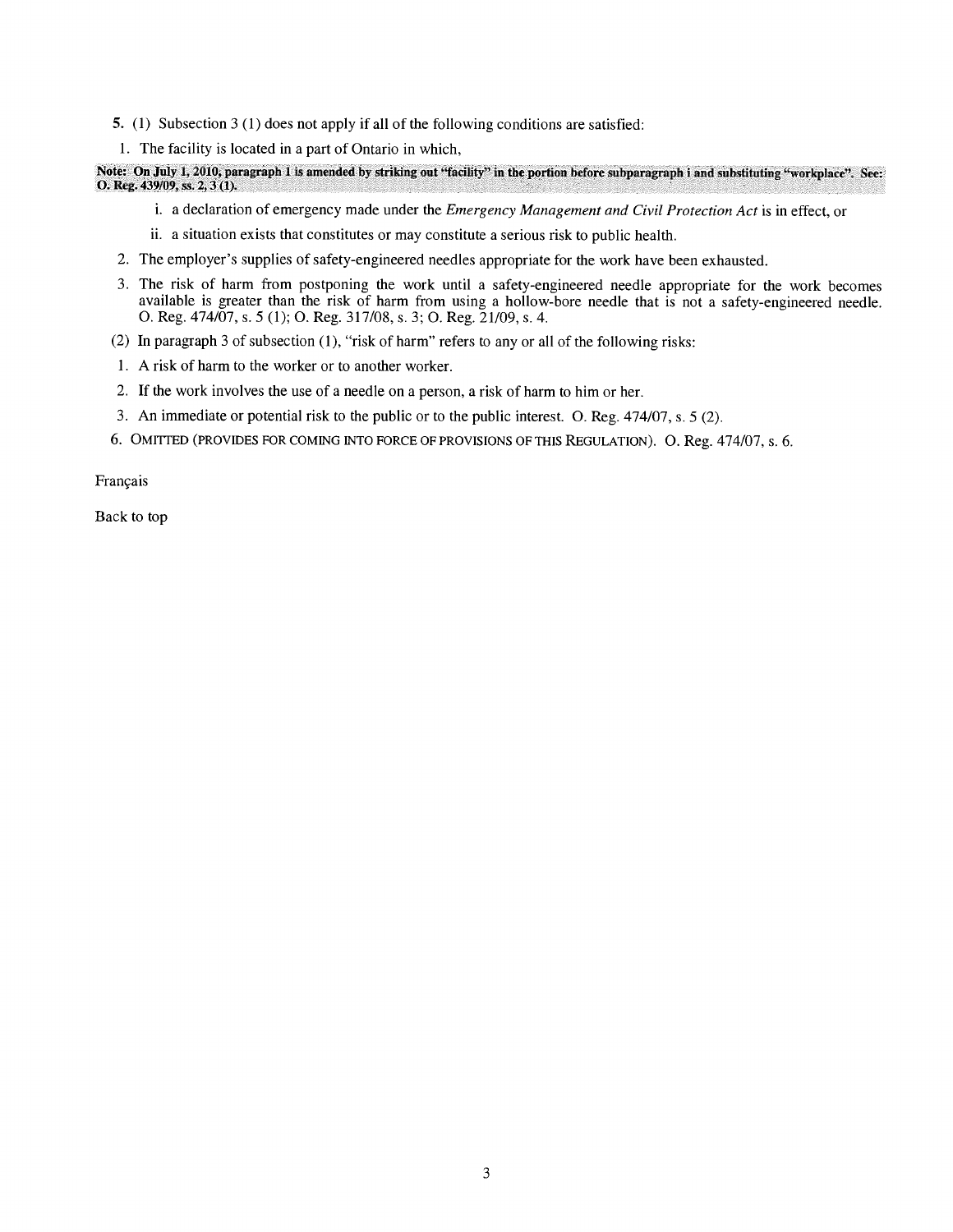**5.** (1) Subsection 3 (1) does not apply if all of the following conditions are satisfied:

1. The facility is located in a part of Ontario in which,

**Note: On July 1, 2010, paragraph 1 is amended by striking out "facility" in the portion before subparagraph i and substituting "workplace". See: O. Reg. 439/09, ss. 2, 3 (1).**

   i. a declaration of emergency made under the *Emergency Management and Civil Protection Act* is in effect, or

   ii. a situation exists that constitutes or may constitute a serious risk to public health.

2. The employer's supplies of safety-engineered needles appropriate for the work have been exhausted.

3. The risk of harm from postponing the work until a safety-engineered needle appropriate for the work becomes available is greater than the risk of harm from using a hollow-bore needle that is not a safety-engineered needle. O. Reg. 474/07, s. 5 (1); O. Reg. 317/08, s. 3; O. Reg. 21/09, s. 4.

(2) In paragraph 3 of subsection (1), "risk of harm" refers to any or all of the following risks:

1. A risk of harm to the worker or to another worker.
2. If the work involves the use of a needle on a person, a risk of harm to him or her.
3. An immediate or potential risk to the public or to the public interest. O. Reg. 474/07, s. 5 (2).

**6.** OMITTED (PROVIDES FOR COMING INTO FORCE OF PROVISIONS OF THIS REGULATION). O. Reg. 474/07, s. 6.

Français

Back to top